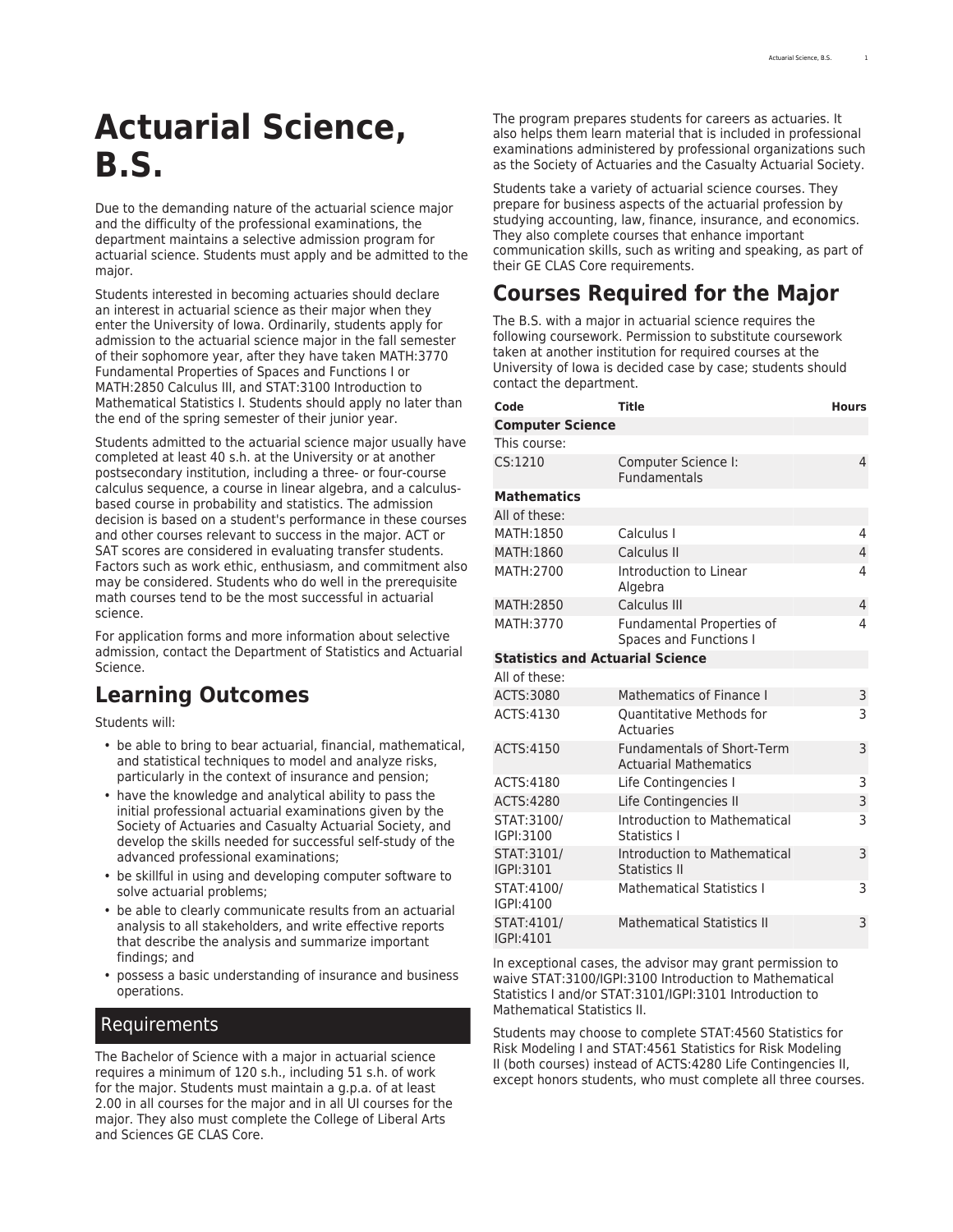# Actuarial Science, B.S.

Due to the demanding nature of the actuarial science major and the difficulty of the professional examinations, the department maintains a selective admission program for actuarial science. Students must apply and be admitted to the major.

Students interested in becoming actuaries should declare an interest in actuarial science as their major when they enter the University of Iowa. Ordinarily, students apply for admission to the actuarial science major in the fall semester of their sophomore year, after they have taken MATH:3770 Fundamental Properties of Spaces and Functions I or MATH:2850 Calculus III, and STAT:3100 Introduction to Mathematical Statistics I. Students should apply no later than the end of the spring semester of their junior year.

Students admitted to the actuarial science major usually have completed at least 40 s.h. at the University or at another postsecondary institution, including a three- or four-course calculus sequence, a course in linear algebra, and a calculus-based course in probability and statistics. The admission decision is based on a student's performance in these courses and other courses relevant to success in the major. ACT or SAT scores are considered in evaluating transfer students. Factors such as work ethic, enthusiasm, and commitment also may be considered. Students who do well in the prerequisite math courses tend to be the most successful in actuarial science.

For application forms and more information about selective admission, contact the Department of Statistics and Actuarial Science.

## Learning Outcomes

Students will:

- be able to bring to bear actuarial, financial, mathematical, and statistical techniques to model and analyze risks, particularly in the context of insurance and pension;
- have the knowledge and analytical ability to pass the initial professional actuarial examinations given by the Society of Actuaries and Casualty Actuarial Society, and develop the skills needed for successful self-study of the advanced professional examinations;
- be skillful in using and developing computer software to solve actuarial problems;
- be able to clearly communicate results from an actuarial analysis to all stakeholders, and write effective reports that describe the analysis and summarize important findings; and
- possess a basic understanding of insurance and business operations.

## Requirements

The Bachelor of Science with a major in actuarial science requires a minimum of 120 s.h., including 51 s.h. of work for the major. Students must maintain a g.p.a. of at least 2.00 in all courses for the major and in all UI courses for the major. They also must complete the College of Liberal Arts and Sciences GE CLAS Core.

The program prepares students for careers as actuaries. It also helps them learn material that is included in professional examinations administered by professional organizations such as the Society of Actuaries and the Casualty Actuarial Society.

Students take a variety of actuarial science courses. They prepare for business aspects of the actuarial profession by studying accounting, law, finance, insurance, and economics. They also complete courses that enhance important communication skills, such as writing and speaking, as part of their GE CLAS Core requirements.

## Courses Required for the Major

The B.S. with a major in actuarial science requires the following coursework. Permission to substitute coursework taken at another institution for required courses at the University of Iowa is decided case by case; students should contact the department.

| Code | Title | Hours |
|---|---|---|
| **Computer Science** | | |
| This course: | | |
| CS:1210 | Computer Science I: Fundamentals | 4 |
| **Mathematics** | | |
| All of these: | | |
| MATH:1850 | Calculus I | 4 |
| MATH:1860 | Calculus II | 4 |
| MATH:2700 | Introduction to Linear Algebra | 4 |
| MATH:2850 | Calculus III | 4 |
| MATH:3770 | Fundamental Properties of Spaces and Functions I | 4 |
| **Statistics and Actuarial Science** | | |
| All of these: | | |
| ACTS:3080 | Mathematics of Finance I | 3 |
| ACTS:4130 | Quantitative Methods for Actuaries | 3 |
| ACTS:4150 | Fundamentals of Short-Term Actuarial Mathematics | 3 |
| ACTS:4180 | Life Contingencies I | 3 |
| ACTS:4280 | Life Contingencies II | 3 |
| STAT:3100/IGPI:3100 | Introduction to Mathematical Statistics I | 3 |
| STAT:3101/IGPI:3101 | Introduction to Mathematical Statistics II | 3 |
| STAT:4100/IGPI:4100 | Mathematical Statistics I | 3 |
| STAT:4101/IGPI:4101 | Mathematical Statistics II | 3 |

In exceptional cases, the advisor may grant permission to waive STAT:3100/IGPI:3100 Introduction to Mathematical Statistics I and/or STAT:3101/IGPI:3101 Introduction to Mathematical Statistics II.

Students may choose to complete STAT:4560 Statistics for Risk Modeling I and STAT:4561 Statistics for Risk Modeling II (both courses) instead of ACTS:4280 Life Contingencies II, except honors students, who must complete all three courses.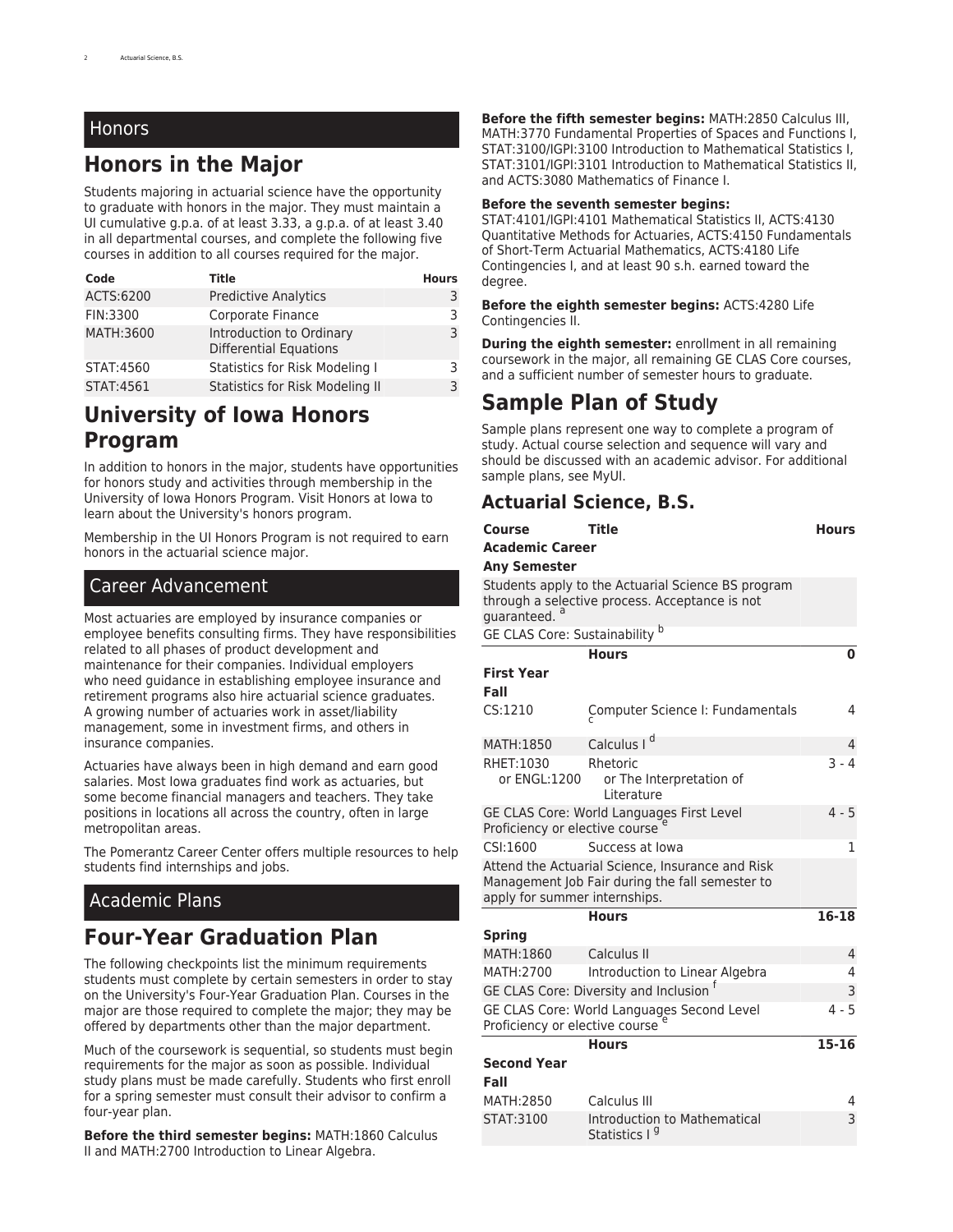## Honors

# Honors in the Major

Students majoring in actuarial science have the opportunity to graduate with honors in the major. They must maintain a UI cumulative g.p.a. of at least 3.33, a g.p.a. of at least 3.40 in all departmental courses, and complete the following five courses in addition to all courses required for the major.

| Code | Title | Hours |
|---|---|---|
| ACTS:6200 | Predictive Analytics | 3 |
| FIN:3300 | Corporate Finance | 3 |
| MATH:3600 | Introduction to Ordinary Differential Equations | 3 |
| STAT:4560 | Statistics for Risk Modeling I | 3 |
| STAT:4561 | Statistics for Risk Modeling II | 3 |

# University of Iowa Honors Program

In addition to honors in the major, students have opportunities for honors study and activities through membership in the University of Iowa Honors Program. Visit Honors at Iowa to learn about the University's honors program.

Membership in the UI Honors Program is not required to earn honors in the actuarial science major.

## Career Advancement

Most actuaries are employed by insurance companies or employee benefits consulting firms. They have responsibilities related to all phases of product development and maintenance for their companies. Individual employers who need guidance in establishing employee insurance and retirement programs also hire actuarial science graduates. A growing number of actuaries work in asset/liability management, some in investment firms, and others in insurance companies.

Actuaries have always been in high demand and earn good salaries. Most Iowa graduates find work as actuaries, but some become financial managers and teachers. They take positions in locations all across the country, often in large metropolitan areas.

The Pomerantz Career Center offers multiple resources to help students find internships and jobs.

## Academic Plans

# Four-Year Graduation Plan

The following checkpoints list the minimum requirements students must complete by certain semesters in order to stay on the University's Four-Year Graduation Plan. Courses in the major are those required to complete the major; they may be offered by departments other than the major department.

Much of the coursework is sequential, so students must begin requirements for the major as soon as possible. Individual study plans must be made carefully. Students who first enroll for a spring semester must consult their advisor to confirm a four-year plan.

**Before the third semester begins:** MATH:1860 Calculus II and MATH:2700 Introduction to Linear Algebra.

**Before the fifth semester begins:** MATH:2850 Calculus III, MATH:3770 Fundamental Properties of Spaces and Functions I, STAT:3100/IGPI:3100 Introduction to Mathematical Statistics I, STAT:3101/IGPI:3101 Introduction to Mathematical Statistics II, and ACTS:3080 Mathematics of Finance I.

**Before the seventh semester begins:** STAT:4101/IGPI:4101 Mathematical Statistics II, ACTS:4130 Quantitative Methods for Actuaries, ACTS:4150 Fundamentals of Short-Term Actuarial Mathematics, ACTS:4180 Life Contingencies I, and at least 90 s.h. earned toward the degree.

**Before the eighth semester begins:** ACTS:4280 Life Contingencies II.

**During the eighth semester:** enrollment in all remaining coursework in the major, all remaining GE CLAS Core courses, and a sufficient number of semester hours to graduate.

# Sample Plan of Study

Sample plans represent one way to complete a program of study. Actual course selection and sequence will vary and should be discussed with an academic advisor. For additional sample plans, see MyUI.

## Actuarial Science, B.S.

| Course | Title | Hours |
|---|---|---|
| **Academic Career** | | |
| **Any Semester** | | |
| Students apply to the Actuarial Science BS program through a selective process. Acceptance is not guaranteed. [a] | | |
| GE CLAS Core: Sustainability [b] | | |
| | **Hours** | **0** |
| **First Year** | | |
| **Fall** | | |
| CS:1210 | Computer Science I: Fundamentals [c] | 4 |
| MATH:1850 | Calculus I [d] | 4 |
| RHET:1030 or ENGL:1200 | Rhetoric or The Interpretation of Literature | 3 - 4 |
| GE CLAS Core: World Languages First Level Proficiency or elective course [e] | | 4 - 5 |
| CSI:1600 | Success at Iowa | 1 |
| Attend the Actuarial Science, Insurance and Risk Management Job Fair during the fall semester to apply for summer internships. | | |
| | **Hours** | **16-18** |
| **Spring** | | |
| MATH:1860 | Calculus II | 4 |
| MATH:2700 | Introduction to Linear Algebra | 4 |
| GE CLAS Core: Diversity and Inclusion [f] | | 3 |
| GE CLAS Core: World Languages Second Level Proficiency or elective course [e] | | 4 - 5 |
| | **Hours** | **15-16** |
| **Second Year** | | |
| **Fall** | | |
| MATH:2850 | Calculus III | 4 |
| STAT:3100 | Introduction to Mathematical Statistics I [g] | 3 |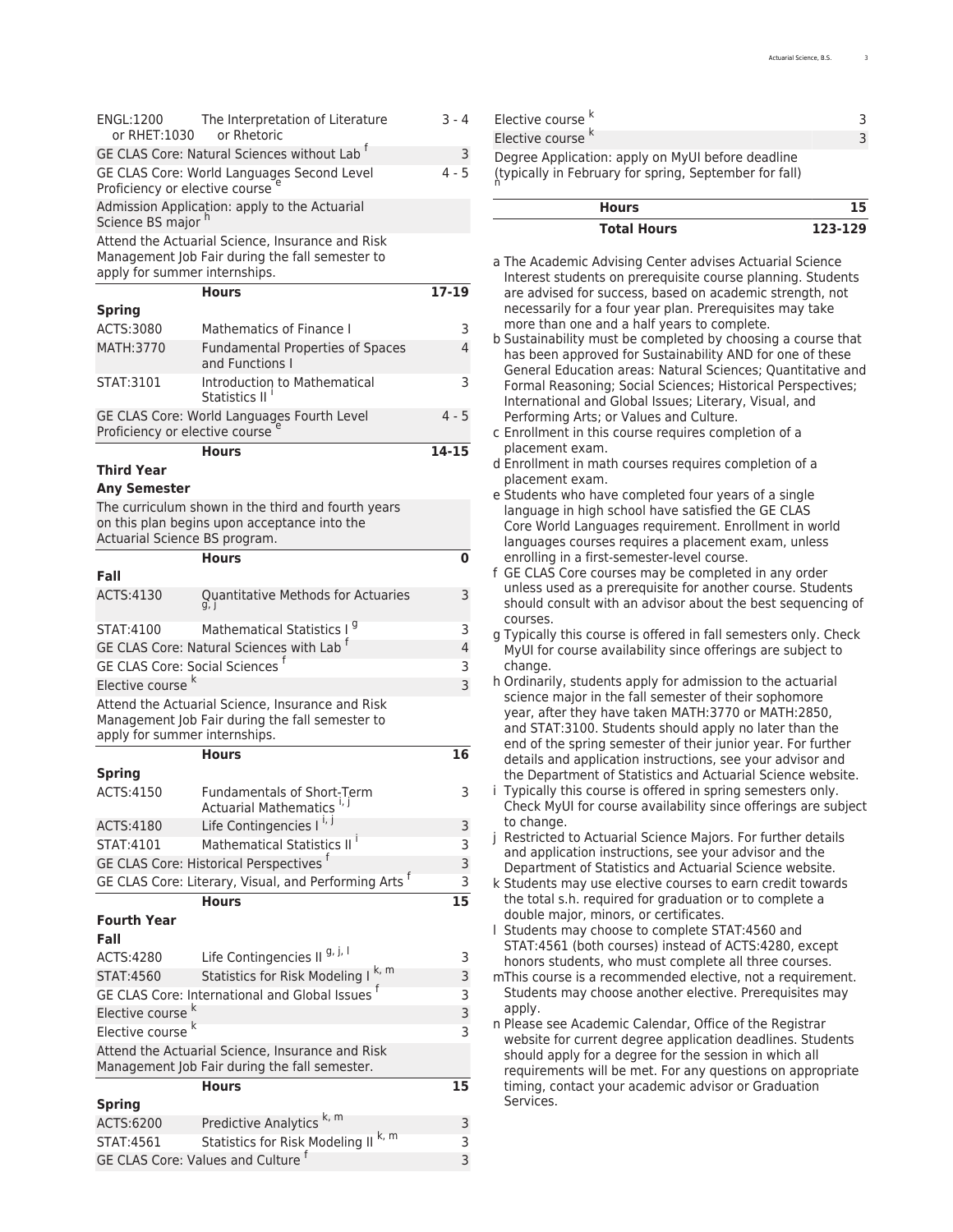| | | |
|---|---|---|
| ENGL:1200 or RHET:1030 | The Interpretation of Literature or Rhetoric | 3 - 4 |
| GE CLAS Core: Natural Sciences without Lab [f] | | 3 |
| GE CLAS Core: World Languages Second Level Proficiency or elective course [e] | | 4 - 5 |
| Admission Application: apply to the Actuarial Science BS major [h] | | |
| Attend the Actuarial Science, Insurance and Risk Management Job Fair during the fall semester to apply for summer internships. | | |
| | **Hours** | **17-19** |
| **Spring** | | |
| ACTS:3080 | Mathematics of Finance I | 3 |
| MATH:3770 | Fundamental Properties of Spaces and Functions I | 4 |
| STAT:3101 | Introduction to Mathematical Statistics II [i] | 3 |
| GE CLAS Core: World Languages Fourth Level Proficiency or elective course [e] | | 4 - 5 |
| | **Hours** | **14-15** |
| **Third Year** | | |
| **Any Semester** | | |
| The curriculum shown in the third and fourth years on this plan begins upon acceptance into the Actuarial Science BS program. | | |
| | **Hours** | **0** |
| **Fall** | | |
| ACTS:4130 | Quantitative Methods for Actuaries [g, j] | 3 |
| STAT:4100 | Mathematical Statistics I [g] | 3 |
| GE CLAS Core: Natural Sciences with Lab [f] | | 4 |
| GE CLAS Core: Social Sciences [f] | | 3 |
| Elective course [k] | | 3 |
| Attend the Actuarial Science, Insurance and Risk Management Job Fair during the fall semester to apply for summer internships. | | |
| | **Hours** | **16** |
| **Spring** | | |
| ACTS:4150 | Fundamentals of Short-Term Actuarial Mathematics [i, j] | 3 |
| ACTS:4180 | Life Contingencies I [i, j] | 3 |
| STAT:4101 | Mathematical Statistics II [i] | 3 |
| GE CLAS Core: Historical Perspectives [f] | | 3 |
| GE CLAS Core: Literary, Visual, and Performing Arts [f] | | 3 |
| | **Hours** | **15** |
| **Fourth Year** | | |
| **Fall** | | |
| ACTS:4280 | Life Contingencies II [g, j, l] | 3 |
| STAT:4560 | Statistics for Risk Modeling I [k, m] | 3 |
| GE CLAS Core: International and Global Issues [f] | | 3 |
| Elective course [k] | | 3 |
| Elective course [k] | | 3 |
| Attend the Actuarial Science, Insurance and Risk Management Job Fair during the fall semester. | | |
| | **Hours** | **15** |
| **Spring** | | |
| ACTS:6200 | Predictive Analytics [k, m] | 3 |
| STAT:4561 | Statistics for Risk Modeling II [k, m] | 3 |
| GE CLAS Core: Values and Culture [f] | | 3 |
| Elective course [k] | | 3 |
| Elective course [k] | | 3 |
| Degree Application: apply on MyUI before deadline (typically in February for spring, September for fall) [n] | | |
| | **Hours** | **15** |
| | **Total Hours** | **123-129** |

a The Academic Advising Center advises Actuarial Science Interest students on prerequisite course planning. Students are advised for success, based on academic strength, not necessarily for a four year plan. Prerequisites may take more than one and a half years to complete.

b Sustainability must be completed by choosing a course that has been approved for Sustainability AND for one of these General Education areas: Natural Sciences; Quantitative and Formal Reasoning; Social Sciences; Historical Perspectives; International and Global Issues; Literary, Visual, and Performing Arts; or Values and Culture.

c Enrollment in this course requires completion of a placement exam.

d Enrollment in math courses requires completion of a placement exam.

e Students who have completed four years of a single language in high school have satisfied the GE CLAS Core World Languages requirement. Enrollment in world languages courses requires a placement exam, unless enrolling in a first-semester-level course.

f GE CLAS Core courses may be completed in any order unless used as a prerequisite for another course. Students should consult with an advisor about the best sequencing of courses.

g Typically this course is offered in fall semesters only. Check MyUI for course availability since offerings are subject to change.

h Ordinarily, students apply for admission to the actuarial science major in the fall semester of their sophomore year, after they have taken MATH:3770 or MATH:2850, and STAT:3100. Students should apply no later than the end of the spring semester of their junior year. For further details and application instructions, see your advisor and the Department of Statistics and Actuarial Science website.

i Typically this course is offered in spring semesters only. Check MyUI for course availability since offerings are subject to change.

j Restricted to Actuarial Science Majors. For further details and application instructions, see your advisor and the Department of Statistics and Actuarial Science website.

k Students may use elective courses to earn credit towards the total s.h. required for graduation or to complete a double major, minors, or certificates.

l Students may choose to complete STAT:4560 and STAT:4561 (both courses) instead of ACTS:4280, except honors students, who must complete all three courses.

m This course is a recommended elective, not a requirement. Students may choose another elective. Prerequisites may apply.

n Please see Academic Calendar, Office of the Registrar website for current degree application deadlines. Students should apply for a degree for the session in which all requirements will be met. For any questions on appropriate timing, contact your academic advisor or Graduation Services.